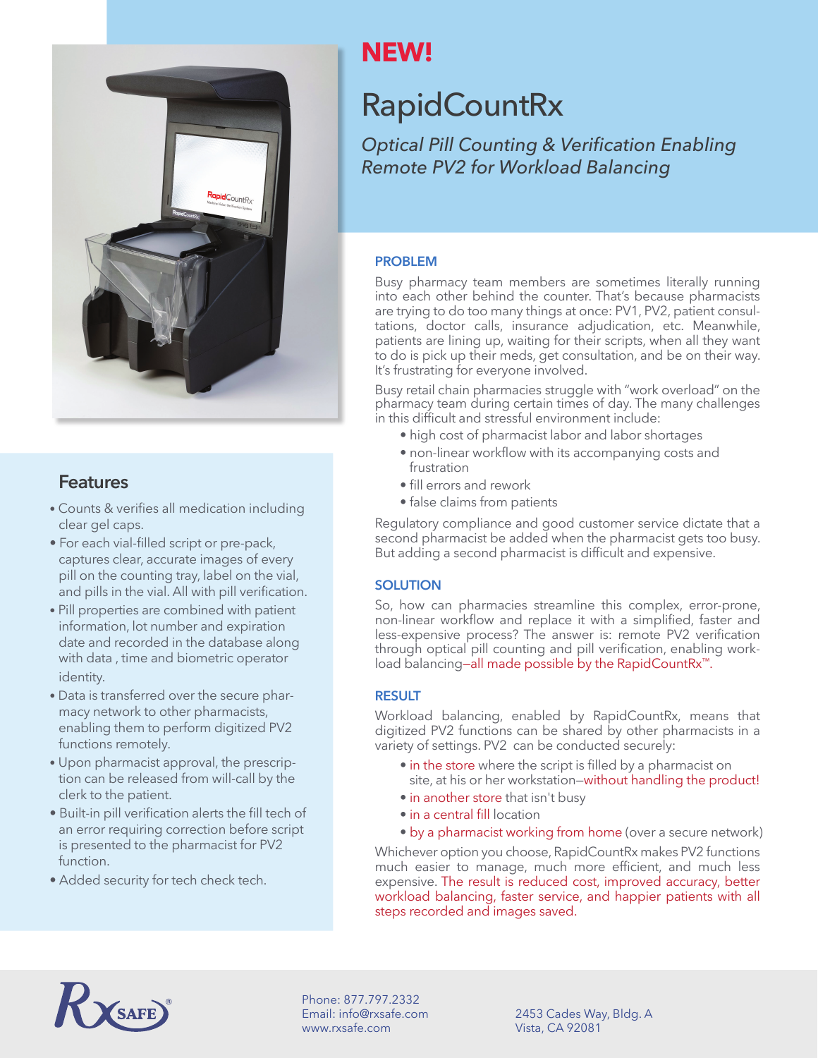# NEW!

# RapidCountRx

*Optical Pill Counting & Verification Enabling Remote PV2 for Workload Balancing*

## Features

- Counts & verifies all medication including clear gel caps.
- For each vial-filled script or pre-pack, captures clear, accurate images of every pill on the counting tray, label on the vial, and pills in the vial. All with pill verification.
- Pill properties are combined with patient information, lot number and expiration date and recorded in the database along with data , time and biometric operator identity.
- Data is transferred over the secure pharmacy network to other pharmacists, enabling them to perform digitized PV2 functions remotely.
- Upon pharmacist approval, the prescription can be released from will-call by the clerk to the patient.
- Built-in pill verification alerts the fill tech of an error requiring correction before script is presented to the pharmacist for PV2 function.
- Added security for tech check tech.

## PROBLEM

Busy pharmacy team members are sometimes literally running into each other behind the counter. That's because pharmacists are trying to do too many things at once: PV1, PV2, patient consultations, doctor calls, insurance adjudication, etc. Meanwhile, patients are lining up, waiting for their scripts, when all they want to do is pick up their meds, get consultation, and be on their way. It's frustrating for everyone involved.

Busy retail chain pharmacies struggle with "work overload" on the pharmacy team during certain times of day. The many challenges in this difficult and stressful environment include:

- high cost of pharmacist labor and labor shortages
- non-linear workflow with its accompanying costs and frustration
- fill errors and rework
- false claims from patients

Regulatory compliance and good customer service dictate that a second pharmacist be added when the pharmacist gets too busy. But adding a second pharmacist is difficult and expensive.

## SOLUTION

So, how can pharmacies streamline this complex, error-prone, non-linear workflow and replace it with a simplified, faster and less-expensive process? The answer is: remote PV2 verification through optical pill counting and pill verification, enabling workload balancing—all made possible by the RapidCountRx™.

## RESULT

Workload balancing, enabled by RapidCountRx, means that digitized PV2 functions can be shared by other pharmacists in a variety of settings. PV2 can be conducted securely:

- in the store where the script is filled by a pharmacist on site, at his or her workstation—without handling the product!
- in another store that isn't busy
- in a central fill location
- by a pharmacist working from home (over a secure network)

Whichever option you choose, RapidCountRx makes PV2 functions much easier to manage, much more efficient, and much less expensive. The result is reduced cost, improved accuracy, better workload balancing, faster service, and happier patients with all steps recorded and images saved.

RxSAFE®

Phone: 877.797.2332
Email: info@rxsafe.com
www.rxsafe.com

2453 Cades Way, Bldg. A
Vista, CA 92081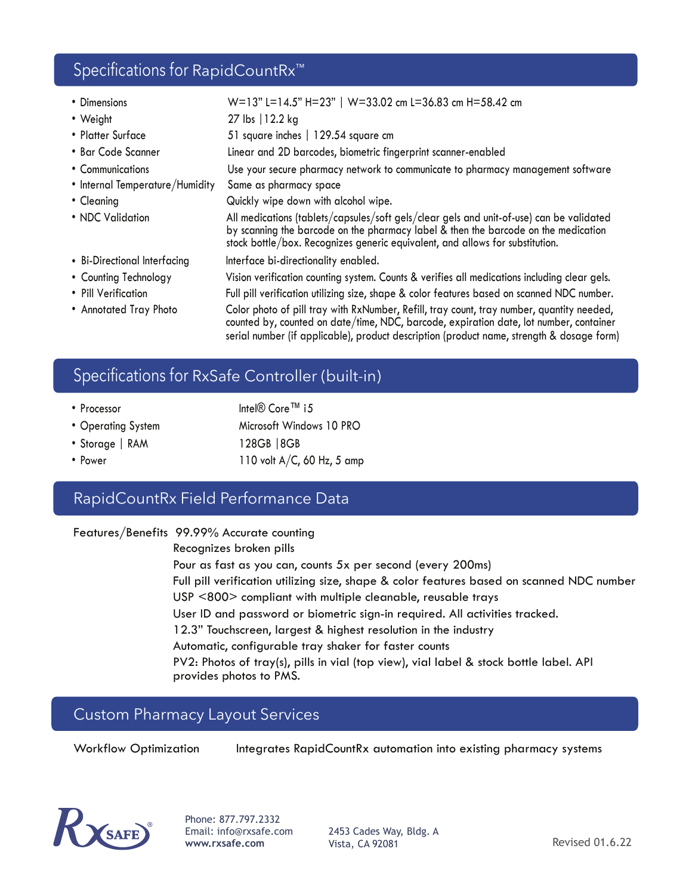## Specifications for RapidCountRx™

| | |
|---|---|
| • Dimensions | W=13" L=14.5" H=23" \| W=33.02 cm L=36.83 cm H=58.42 cm |
| • Weight | 27 lbs \|12.2 kg |
| • Platter Surface | 51 square inches \| 129.54 square cm |
| • Bar Code Scanner | Linear and 2D barcodes, biometric fingerprint scanner-enabled |
| • Communications | Use your secure pharmacy network to communicate to pharmacy management software |
| • Internal Temperature/Humidity | Same as pharmacy space |
| • Cleaning | Quickly wipe down with alcohol wipe. |
| • NDC Validation | All medications (tablets/capsules/soft gels/clear gels and unit-of-use) can be validated by scanning the barcode on the pharmacy label & then the barcode on the medication stock bottle/box. Recognizes generic equivalent, and allows for substitution. |
| • Bi-Directional Interfacing | Interface bi-directionality enabled. |
| • Counting Technology | Vision verification counting system. Counts & verifies all medications including clear gels. |
| • Pill Verification | Full pill verification utilizing size, shape & color features based on scanned NDC number. |
| • Annotated Tray Photo | Color photo of pill tray with RxNumber, Refill, tray count, tray number, quantity needed, counted by, counted on date/time, NDC, barcode, expiration date, lot number, container serial number (if applicable), product description (product name, strength & dosage form) |

## Specifications for RxSafe Controller (built-in)

| | |
|---|---|
| • Processor | Intel® Core™ i5 |
| • Operating System | Microsoft Windows 10 PRO |
| • Storage \| RAM | 128GB \|8GB |
| • Power | 110 volt A/C, 60 Hz, 5 amp |

## RapidCountRx Field Performance Data

Features/Benefits

- 99.99% Accurate counting
- Recognizes broken pills
- Pour as fast as you can, counts 5x per second (every 200ms)
- Full pill verification utilizing size, shape & color features based on scanned NDC number
- USP <800> compliant with multiple cleanable, reusable trays
- User ID and password or biometric sign-in required. All activities tracked.
- 12.3" Touchscreen, largest & highest resolution in the industry
- Automatic, configurable tray shaker for faster counts
- PV2: Photos of tray(s), pills in vial (top view), vial label & stock bottle label. API provides photos to PMS.

## Custom Pharmacy Layout Services

Workflow Optimization — Integrates RapidCountRx automation into existing pharmacy systems

RxSAFE®

Phone: 877.797.2332
Email: info@rxsafe.com
**www.rxsafe.com**

2453 Cades Way, Bldg. A
Vista, CA 92081

Revised 01.6.22